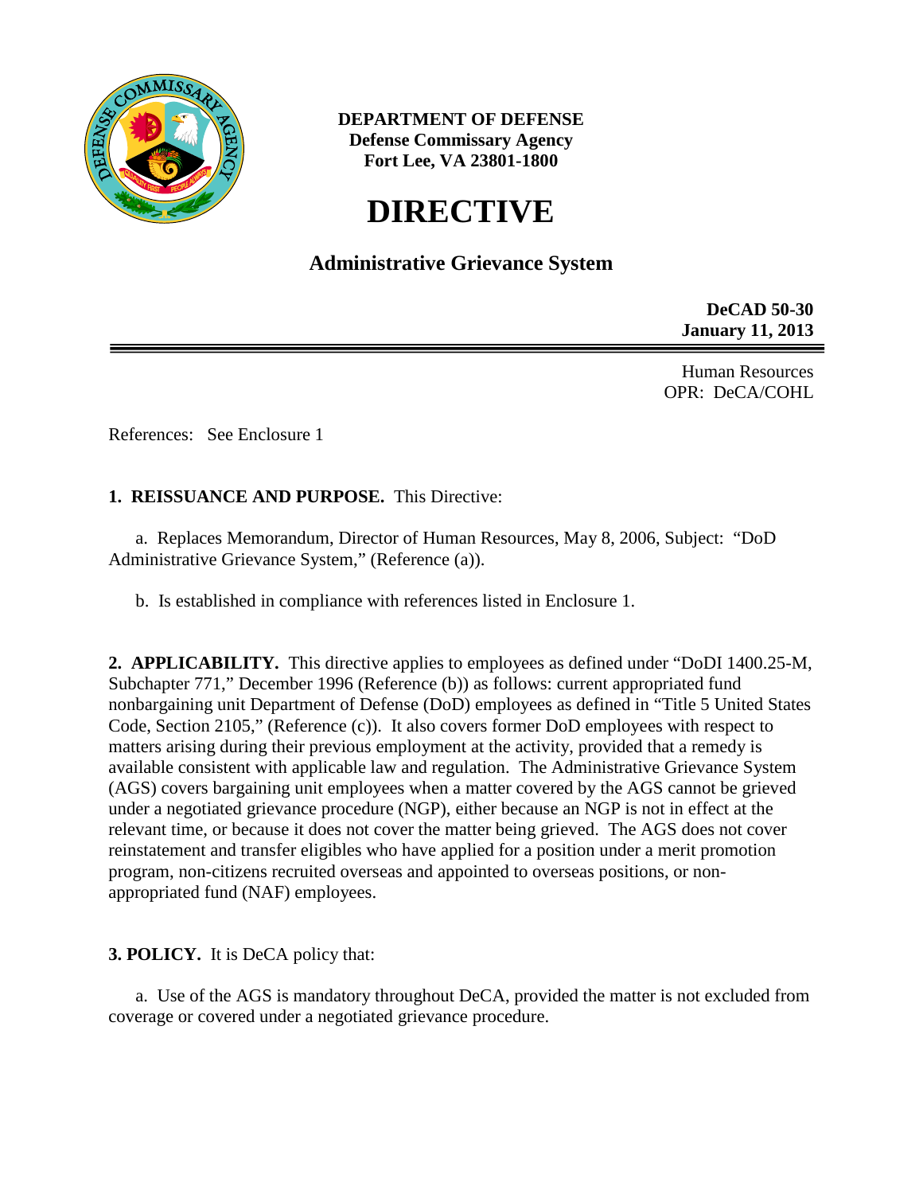**DEPARTMENT OF DEFENSE**
**Defense Commissary Agency**
**Fort Lee, VA 23801-1800**

# DIRECTIVE

## Administrative Grievance System

**DeCAD 50-30**
**January 11, 2013**

Human Resources
OPR: DeCA/COHL

References: See Enclosure 1

**1. REISSUANCE AND PURPOSE.** This Directive:

a. Replaces Memorandum, Director of Human Resources, May 8, 2006, Subject: "DoD Administrative Grievance System," (Reference (a)).

b. Is established in compliance with references listed in Enclosure 1.

**2. APPLICABILITY.** This directive applies to employees as defined under "DoDI 1400.25-M, Subchapter 771," December 1996 (Reference (b)) as follows: current appropriated fund nonbargaining unit Department of Defense (DoD) employees as defined in "Title 5 United States Code, Section 2105," (Reference (c)). It also covers former DoD employees with respect to matters arising during their previous employment at the activity, provided that a remedy is available consistent with applicable law and regulation. The Administrative Grievance System (AGS) covers bargaining unit employees when a matter covered by the AGS cannot be grieved under a negotiated grievance procedure (NGP), either because an NGP is not in effect at the relevant time, or because it does not cover the matter being grieved. The AGS does not cover reinstatement and transfer eligibles who have applied for a position under a merit promotion program, non-citizens recruited overseas and appointed to overseas positions, or non-appropriated fund (NAF) employees.

**3. POLICY.** It is DeCA policy that:

a. Use of the AGS is mandatory throughout DeCA, provided the matter is not excluded from coverage or covered under a negotiated grievance procedure.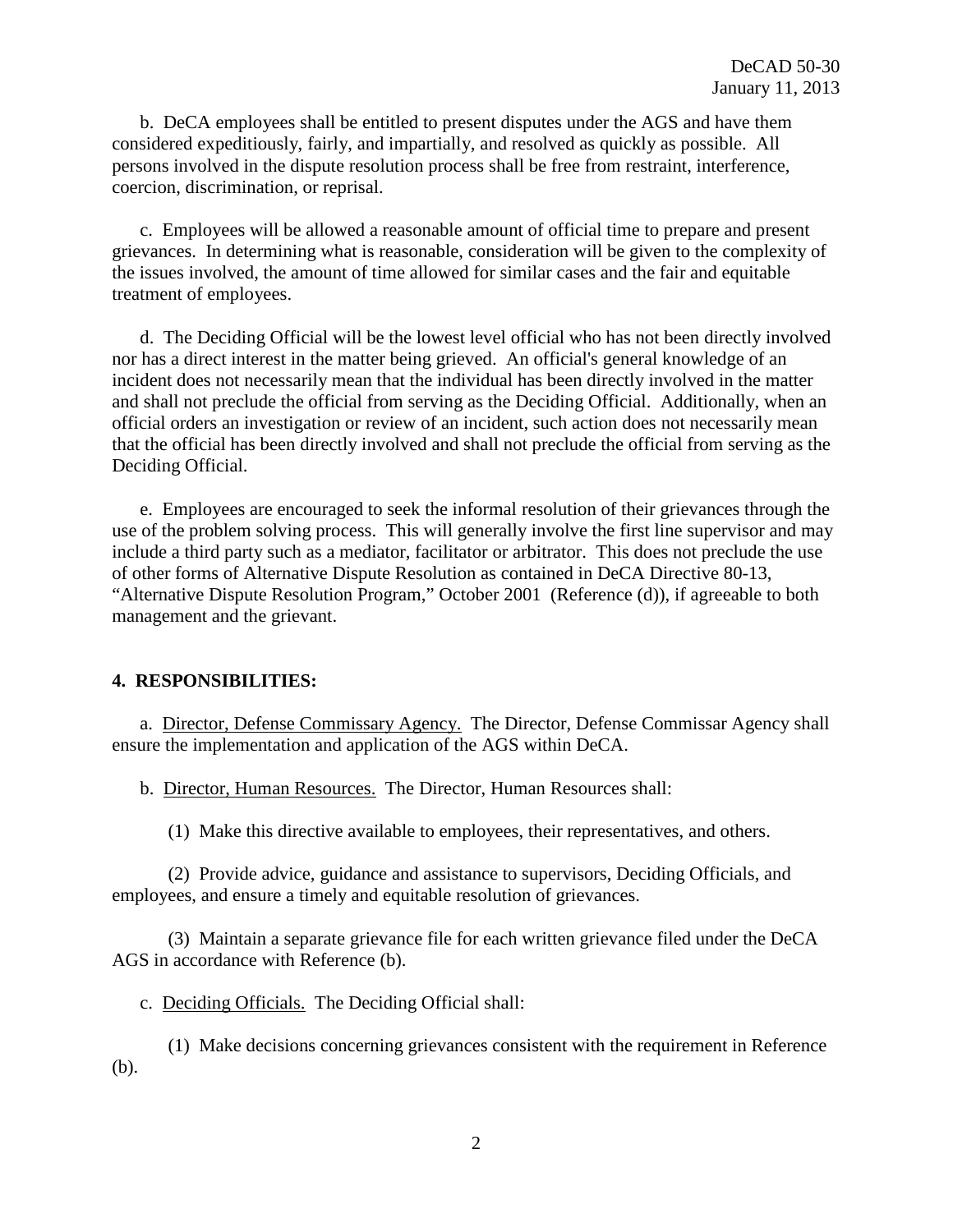b. DeCA employees shall be entitled to present disputes under the AGS and have them considered expeditiously, fairly, and impartially, and resolved as quickly as possible. All persons involved in the dispute resolution process shall be free from restraint, interference, coercion, discrimination, or reprisal.

c. Employees will be allowed a reasonable amount of official time to prepare and present grievances. In determining what is reasonable, consideration will be given to the complexity of the issues involved, the amount of time allowed for similar cases and the fair and equitable treatment of employees.

d. The Deciding Official will be the lowest level official who has not been directly involved nor has a direct interest in the matter being grieved. An official's general knowledge of an incident does not necessarily mean that the individual has been directly involved in the matter and shall not preclude the official from serving as the Deciding Official. Additionally, when an official orders an investigation or review of an incident, such action does not necessarily mean that the official has been directly involved and shall not preclude the official from serving as the Deciding Official.

e. Employees are encouraged to seek the informal resolution of their grievances through the use of the problem solving process. This will generally involve the first line supervisor and may include a third party such as a mediator, facilitator or arbitrator. This does not preclude the use of other forms of Alternative Dispute Resolution as contained in DeCA Directive 80-13, "Alternative Dispute Resolution Program," October 2001 (Reference (d)), if agreeable to both management and the grievant.

## 4. RESPONSIBILITIES:

a. Director, Defense Commissary Agency. The Director, Defense Commissar Agency shall ensure the implementation and application of the AGS within DeCA.

b. Director, Human Resources. The Director, Human Resources shall:

(1) Make this directive available to employees, their representatives, and others.

(2) Provide advice, guidance and assistance to supervisors, Deciding Officials, and employees, and ensure a timely and equitable resolution of grievances.

(3) Maintain a separate grievance file for each written grievance filed under the DeCA AGS in accordance with Reference (b).

c. Deciding Officials. The Deciding Official shall:

(1) Make decisions concerning grievances consistent with the requirement in Reference (b).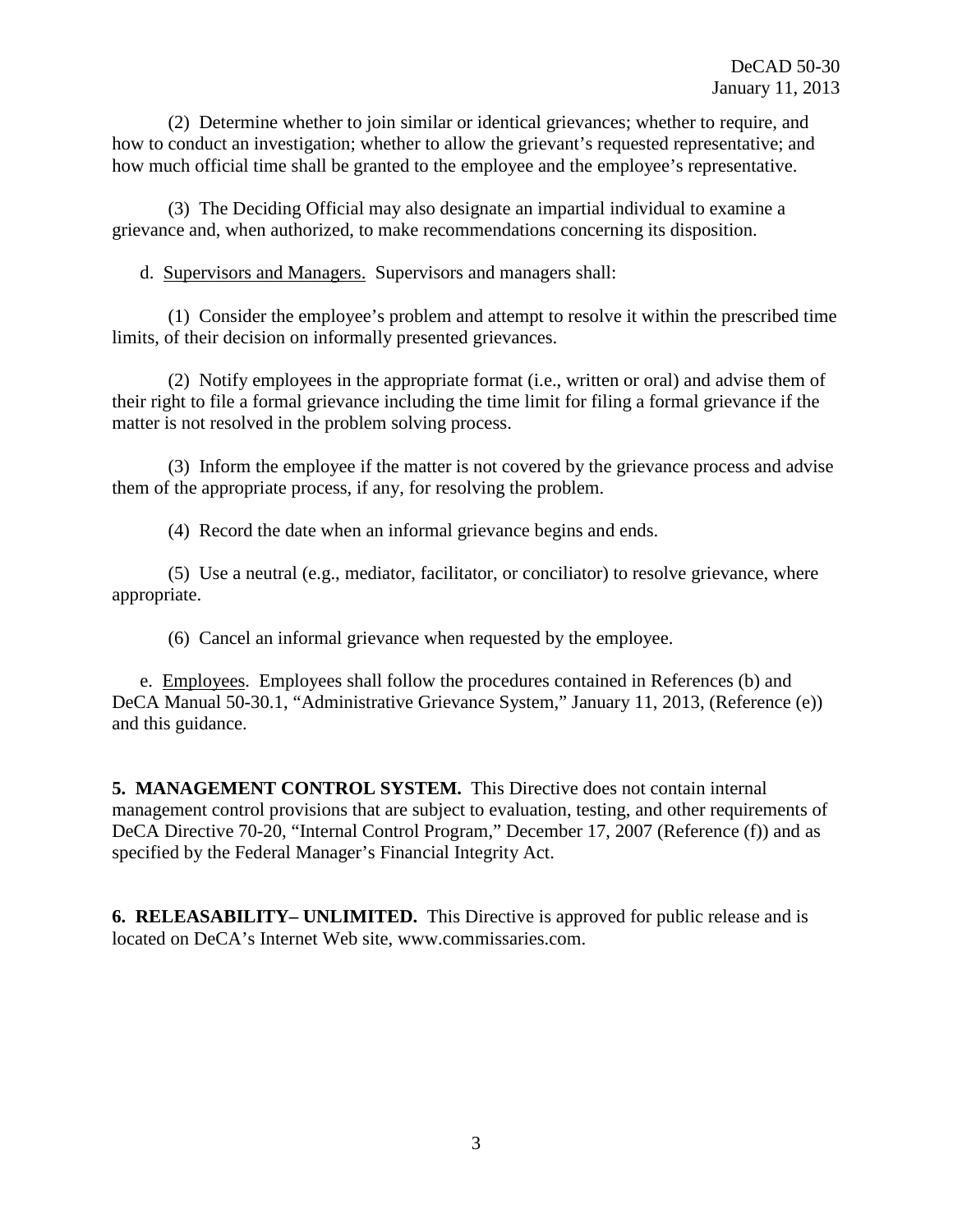(2) Determine whether to join similar or identical grievances; whether to require, and how to conduct an investigation; whether to allow the grievant's requested representative; and how much official time shall be granted to the employee and the employee's representative.

(3) The Deciding Official may also designate an impartial individual to examine a grievance and, when authorized, to make recommendations concerning its disposition.

d. Supervisors and Managers. Supervisors and managers shall:

(1) Consider the employee's problem and attempt to resolve it within the prescribed time limits, of their decision on informally presented grievances.

(2) Notify employees in the appropriate format (i.e., written or oral) and advise them of their right to file a formal grievance including the time limit for filing a formal grievance if the matter is not resolved in the problem solving process.

(3) Inform the employee if the matter is not covered by the grievance process and advise them of the appropriate process, if any, for resolving the problem.

(4) Record the date when an informal grievance begins and ends.

(5) Use a neutral (e.g., mediator, facilitator, or conciliator) to resolve grievance, where appropriate.

(6) Cancel an informal grievance when requested by the employee.

e. Employees. Employees shall follow the procedures contained in References (b) and DeCA Manual 50-30.1, "Administrative Grievance System," January 11, 2013, (Reference (e)) and this guidance.

**5. MANAGEMENT CONTROL SYSTEM.** This Directive does not contain internal management control provisions that are subject to evaluation, testing, and other requirements of DeCA Directive 70-20, "Internal Control Program," December 17, 2007 (Reference (f)) and as specified by the Federal Manager's Financial Integrity Act.

**6. RELEASABILITY– UNLIMITED.** This Directive is approved for public release and is located on DeCA's Internet Web site, www.commissaries.com.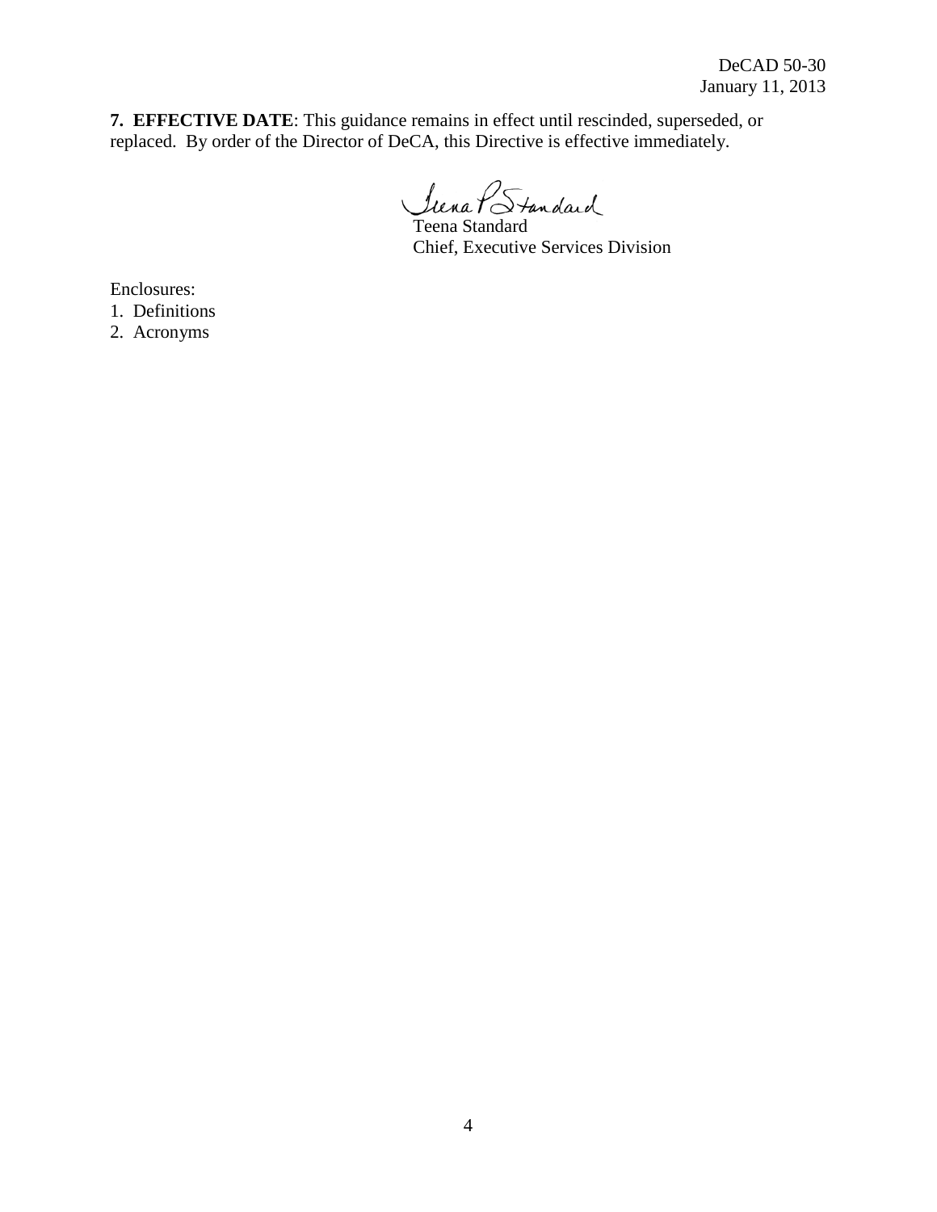**7. EFFECTIVE DATE**: This guidance remains in effect until rescinded, superseded, or replaced. By order of the Director of DeCA, this Directive is effective immediately.

Teena Standard
Chief, Executive Services Division

Enclosures:
1. Definitions
2. Acronyms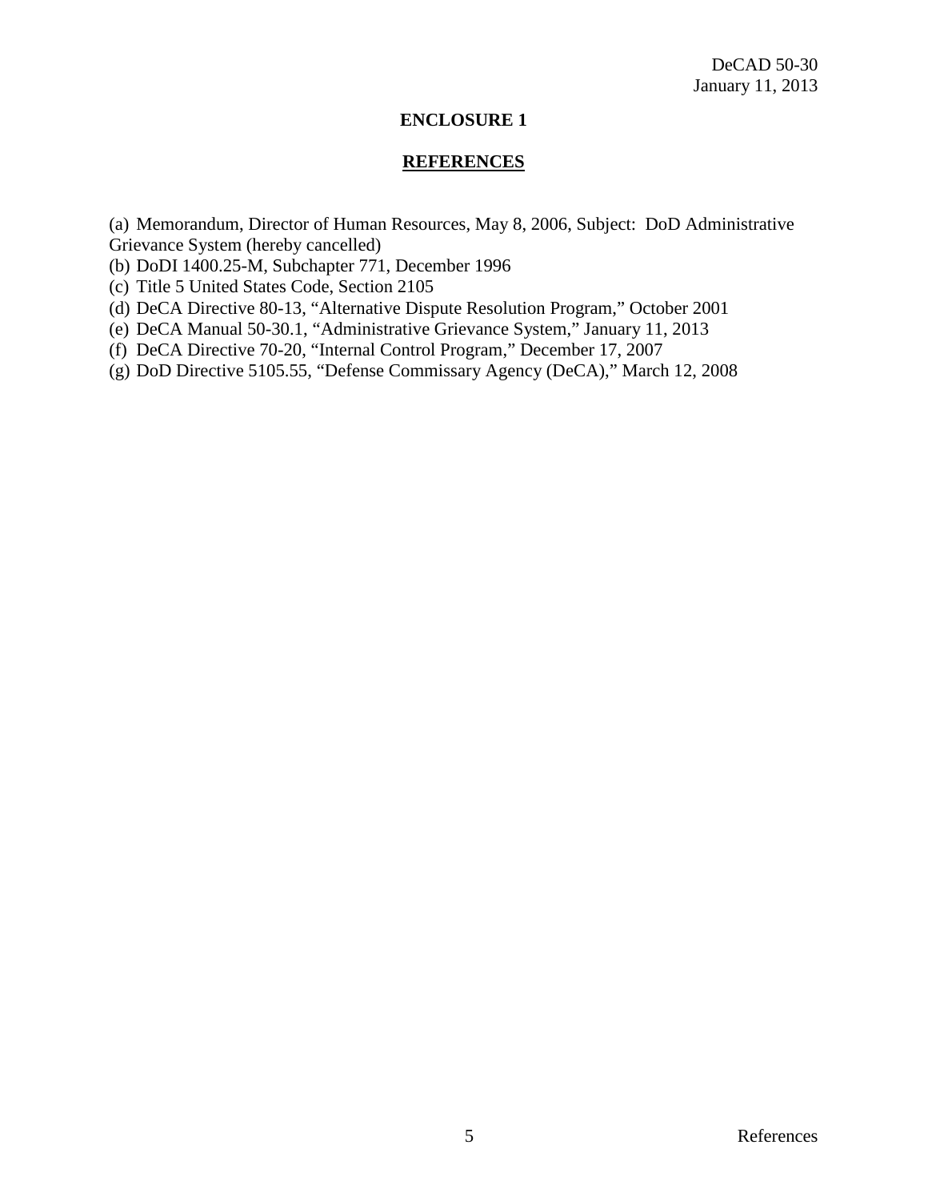## ENCLOSURE 1

## REFERENCES

(a) Memorandum, Director of Human Resources, May 8, 2006, Subject: DoD Administrative Grievance System (hereby cancelled)
(b) DoDI 1400.25-M, Subchapter 771, December 1996
(c) Title 5 United States Code, Section 2105
(d) DeCA Directive 80-13, "Alternative Dispute Resolution Program," October 2001
(e) DeCA Manual 50-30.1, "Administrative Grievance System," January 11, 2013
(f) DeCA Directive 70-20, "Internal Control Program," December 17, 2007
(g) DoD Directive 5105.55, "Defense Commissary Agency (DeCA)," March 12, 2008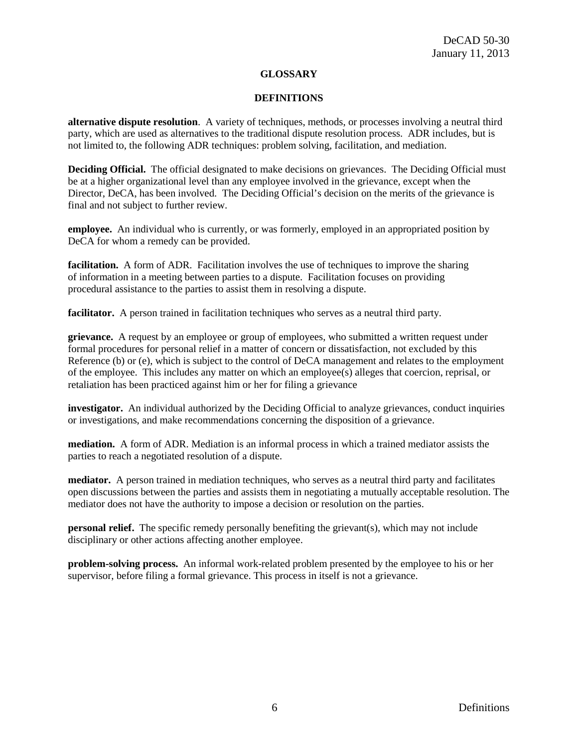## GLOSSARY

### DEFINITIONS

**alternative dispute resolution**. A variety of techniques, methods, or processes involving a neutral third party, which are used as alternatives to the traditional dispute resolution process. ADR includes, but is not limited to, the following ADR techniques: problem solving, facilitation, and mediation.

**Deciding Official.** The official designated to make decisions on grievances. The Deciding Official must be at a higher organizational level than any employee involved in the grievance, except when the Director, DeCA, has been involved. The Deciding Official's decision on the merits of the grievance is final and not subject to further review.

**employee.** An individual who is currently, or was formerly, employed in an appropriated position by DeCA for whom a remedy can be provided.

**facilitation.** A form of ADR. Facilitation involves the use of techniques to improve the sharing of information in a meeting between parties to a dispute. Facilitation focuses on providing procedural assistance to the parties to assist them in resolving a dispute.

**facilitator.** A person trained in facilitation techniques who serves as a neutral third party.

**grievance.** A request by an employee or group of employees, who submitted a written request under formal procedures for personal relief in a matter of concern or dissatisfaction, not excluded by this Reference (b) or (e), which is subject to the control of DeCA management and relates to the employment of the employee. This includes any matter on which an employee(s) alleges that coercion, reprisal, or retaliation has been practiced against him or her for filing a grievance

**investigator.** An individual authorized by the Deciding Official to analyze grievances, conduct inquiries or investigations, and make recommendations concerning the disposition of a grievance.

**mediation.** A form of ADR. Mediation is an informal process in which a trained mediator assists the parties to reach a negotiated resolution of a dispute.

**mediator.** A person trained in mediation techniques, who serves as a neutral third party and facilitates open discussions between the parties and assists them in negotiating a mutually acceptable resolution. The mediator does not have the authority to impose a decision or resolution on the parties.

**personal relief.** The specific remedy personally benefiting the grievant(s), which may not include disciplinary or other actions affecting another employee.

**problem-solving process.** An informal work-related problem presented by the employee to his or her supervisor, before filing a formal grievance. This process in itself is not a grievance.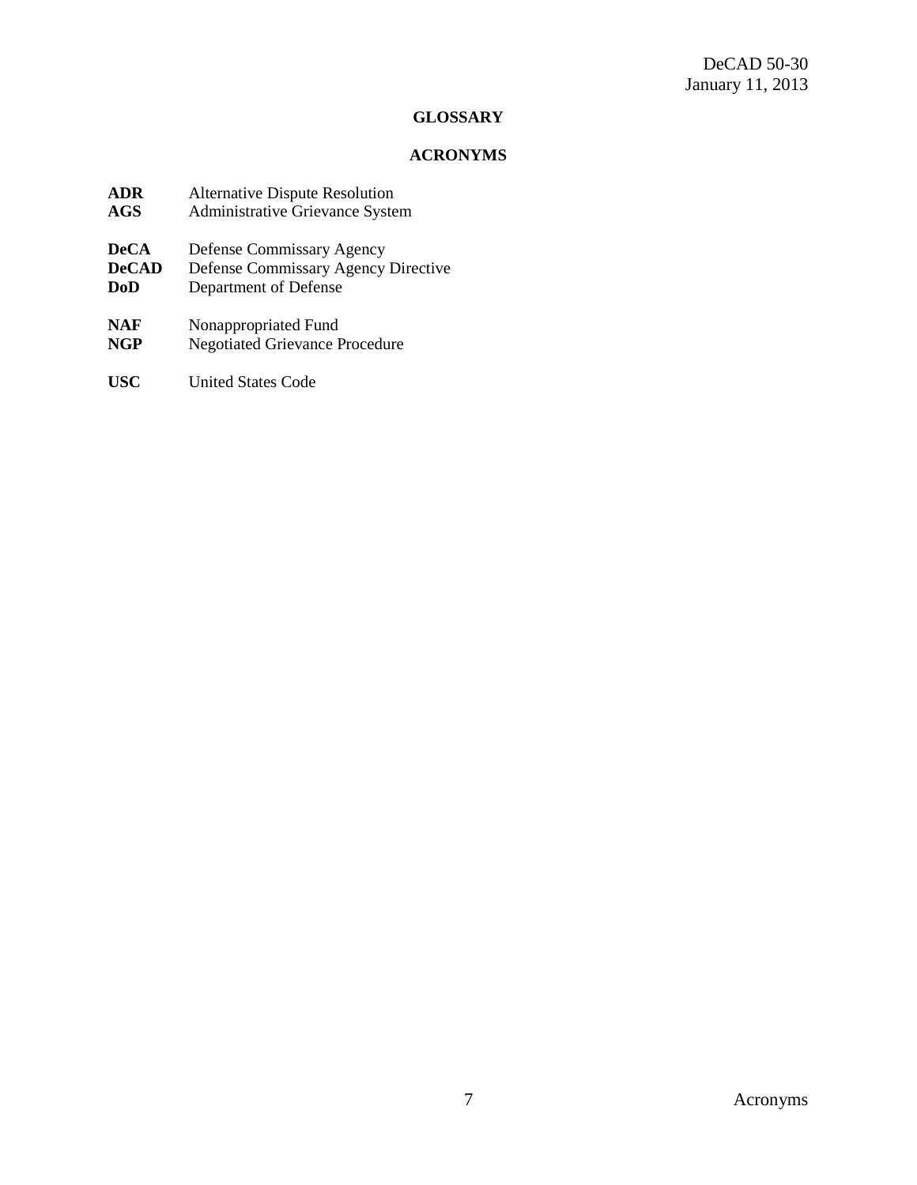## GLOSSARY

### ACRONYMS

| | |
|---|---|
| **ADR** | Alternative Dispute Resolution |
| **AGS** | Administrative Grievance System |
| **DeCA** | Defense Commissary Agency |
| **DeCAD** | Defense Commissary Agency Directive |
| **DoD** | Department of Defense |
| **NAF** | Nonappropriated Fund |
| **NGP** | Negotiated Grievance Procedure |
| **USC** | United States Code |